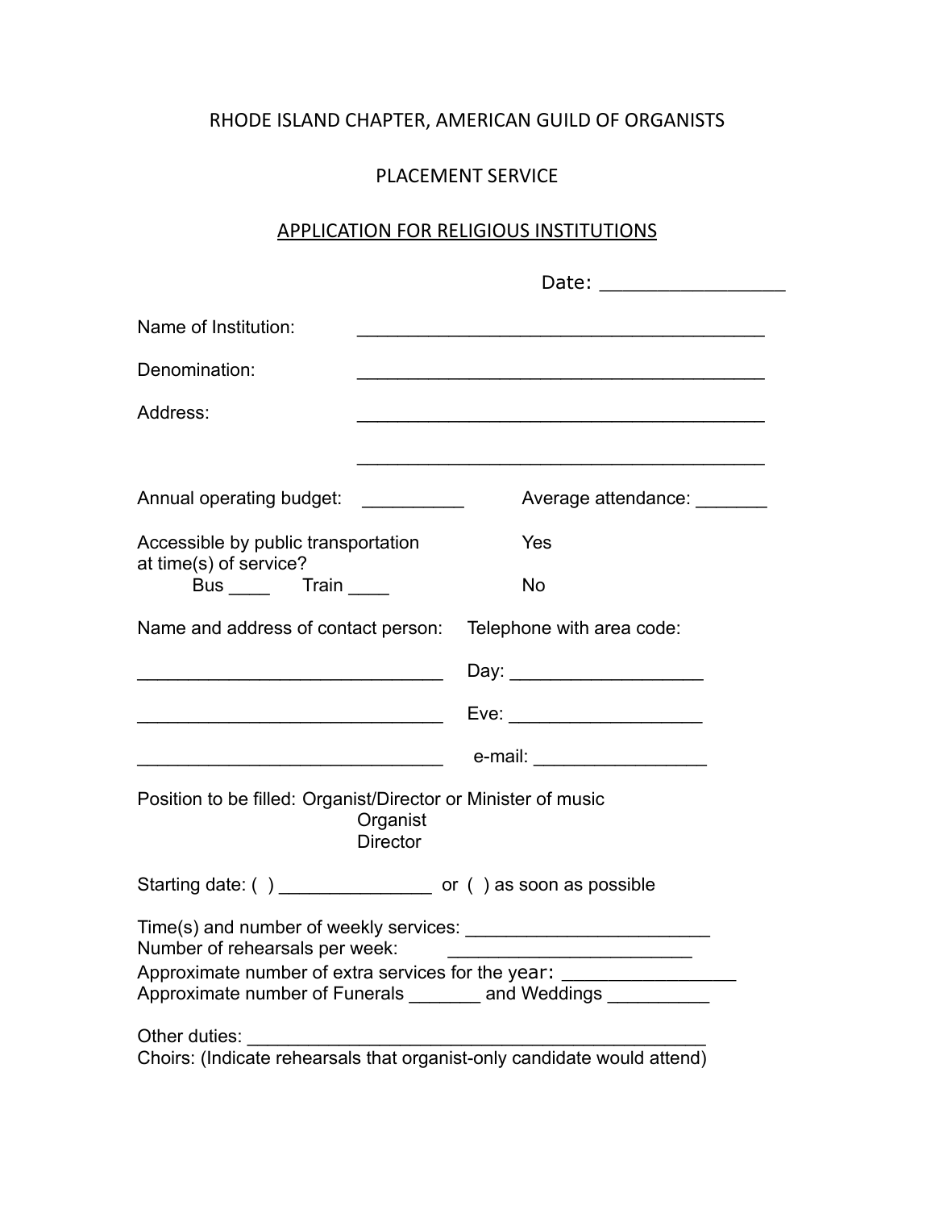RHODE ISLAND CHAPTER, AMERICAN GUILD OF ORGANISTS

PLACEMENT SERVICE

APPLICATION FOR RELIGIOUS INSTITUTIONS

Date: _________________

Name of Institution: ________________________________________

Denomination: ________________________________________

Address: ________________________________________

________________________________________

Annual operating budget: __________ Average attendance: _______

Accessible by public transportation at time(s) of service? Yes

Bus ____ Train ____ No

Name and address of contact person: Telephone with area code:

______________________________ Day: ___________________

______________________________ Eve: ___________________

______________________________ e-mail: _________________

Position to be filled: Organist/Director or Minister of music
Organist
Director

Starting date: ( ) _______________ or ( ) as soon as possible

Time(s) and number of weekly services: ________________________
Number of rehearsals per week: ________________________
Approximate number of extra services for the year: ________________
Approximate number of Funerals _______ and Weddings __________

Other duties: ______________________________________________
Choirs: (Indicate rehearsals that organist-only candidate would attend)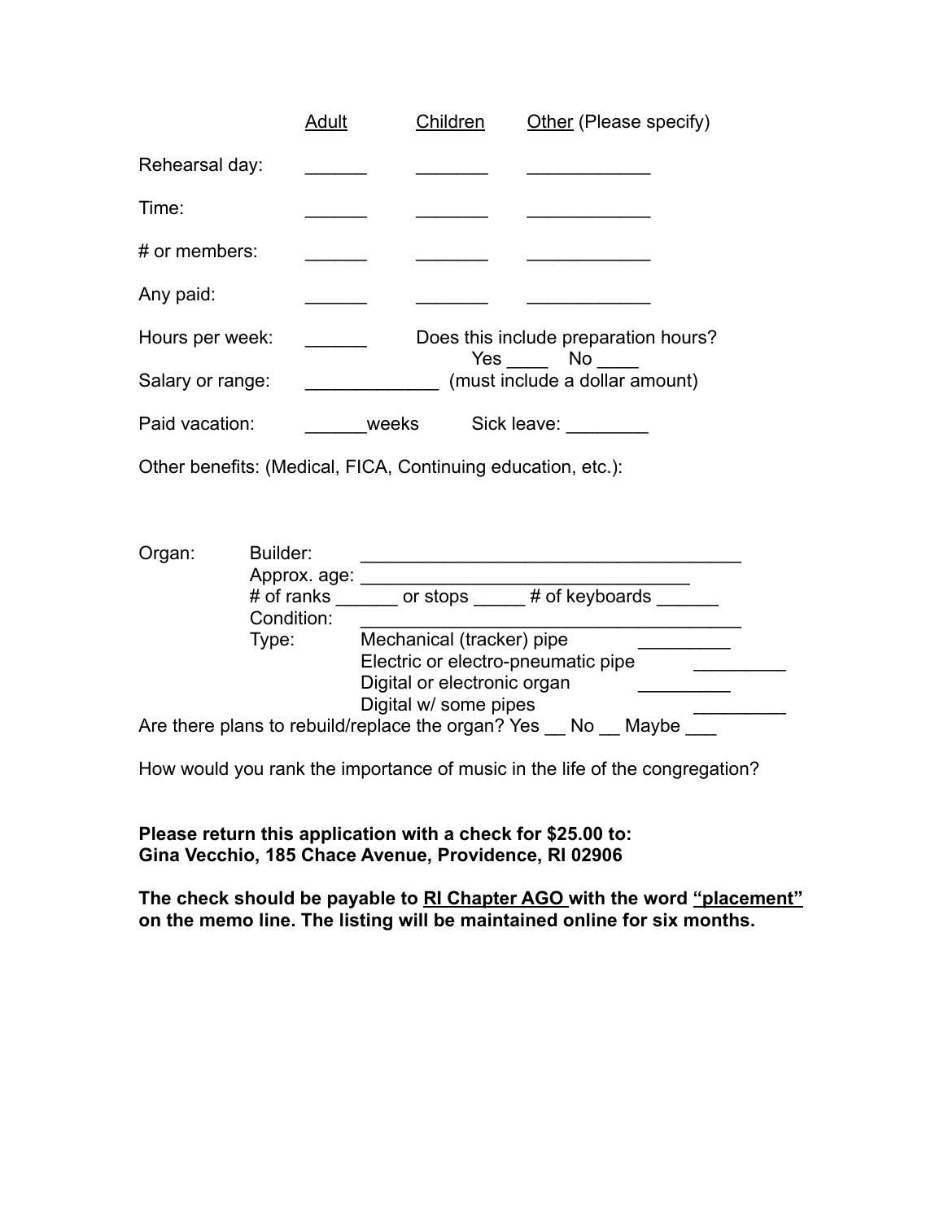| | Adult | Children | Other (Please specify) |
|---|---|---|---|
| Rehearsal day: | ______ | _______ | ____________ |
| Time: | ______ | _______ | ____________ |
| # or members: | ______ | _______ | ____________ |
| Any paid: | ______ | _______ | ____________ |

Hours per week: ______ Does this include preparation hours? Yes ____ No ____

Salary or range: _____________ (must include a dollar amount)

Paid vacation: ______weeks Sick leave: ________

Other benefits: (Medical, FICA, Continuing education, etc.):

Organ:

- Builder: _____________________________________
- Approx. age: ________________________________
- # of ranks ______ or stops _____ # of keyboards ______
- Condition: _____________________________________
- Type:
  - Mechanical (tracker) pipe _________
  - Electric or electro-pneumatic pipe _________
  - Digital or electronic organ _________
  - Digital w/ some pipes _________

Are there plans to rebuild/replace the organ? Yes __ No __ Maybe ___

How would you rank the importance of music in the life of the congregation?

**Please return this application with a check for $25.00 to:**
**Gina Vecchio, 185 Chace Avenue, Providence, RI 02906**

**The check should be payable to RI Chapter AGO with the word "placement" on the memo line. The listing will be maintained online for six months.**